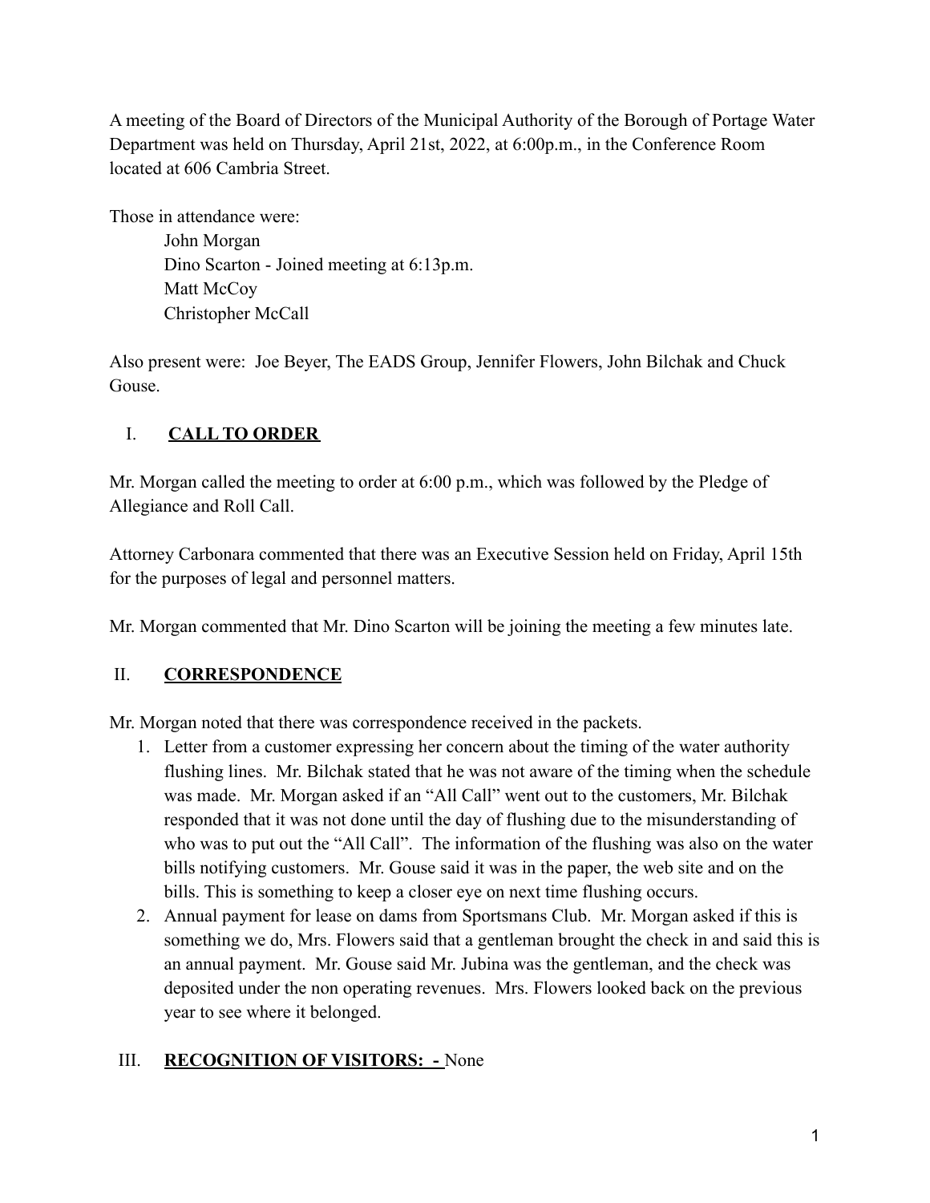A meeting of the Board of Directors of the Municipal Authority of the Borough of Portage Water Department was held on Thursday, April 21st, 2022, at 6:00p.m., in the Conference Room located at 606 Cambria Street.

Those in attendance were:

John Morgan
Dino Scarton - Joined meeting at 6:13p.m.
Matt McCoy
Christopher McCall

Also present were: Joe Beyer, The EADS Group, Jennifer Flowers, John Bilchak and Chuck Gouse.

## I. **CALL TO ORDER**

Mr. Morgan called the meeting to order at 6:00 p.m., which was followed by the Pledge of Allegiance and Roll Call.

Attorney Carbonara commented that there was an Executive Session held on Friday, April 15th for the purposes of legal and personnel matters.

Mr. Morgan commented that Mr. Dino Scarton will be joining the meeting a few minutes late.

## II. **CORRESPONDENCE**

Mr. Morgan noted that there was correspondence received in the packets.

1. Letter from a customer expressing her concern about the timing of the water authority flushing lines. Mr. Bilchak stated that he was not aware of the timing when the schedule was made. Mr. Morgan asked if an "All Call" went out to the customers, Mr. Bilchak responded that it was not done until the day of flushing due to the misunderstanding of who was to put out the "All Call". The information of the flushing was also on the water bills notifying customers. Mr. Gouse said it was in the paper, the web site and on the bills. This is something to keep a closer eye on next time flushing occurs.
2. Annual payment for lease on dams from Sportsmans Club. Mr. Morgan asked if this is something we do, Mrs. Flowers said that a gentleman brought the check in and said this is an annual payment. Mr. Gouse said Mr. Jubina was the gentleman, and the check was deposited under the non operating revenues. Mrs. Flowers looked back on the previous year to see where it belonged.

## III. **RECOGNITION OF VISITORS: -** None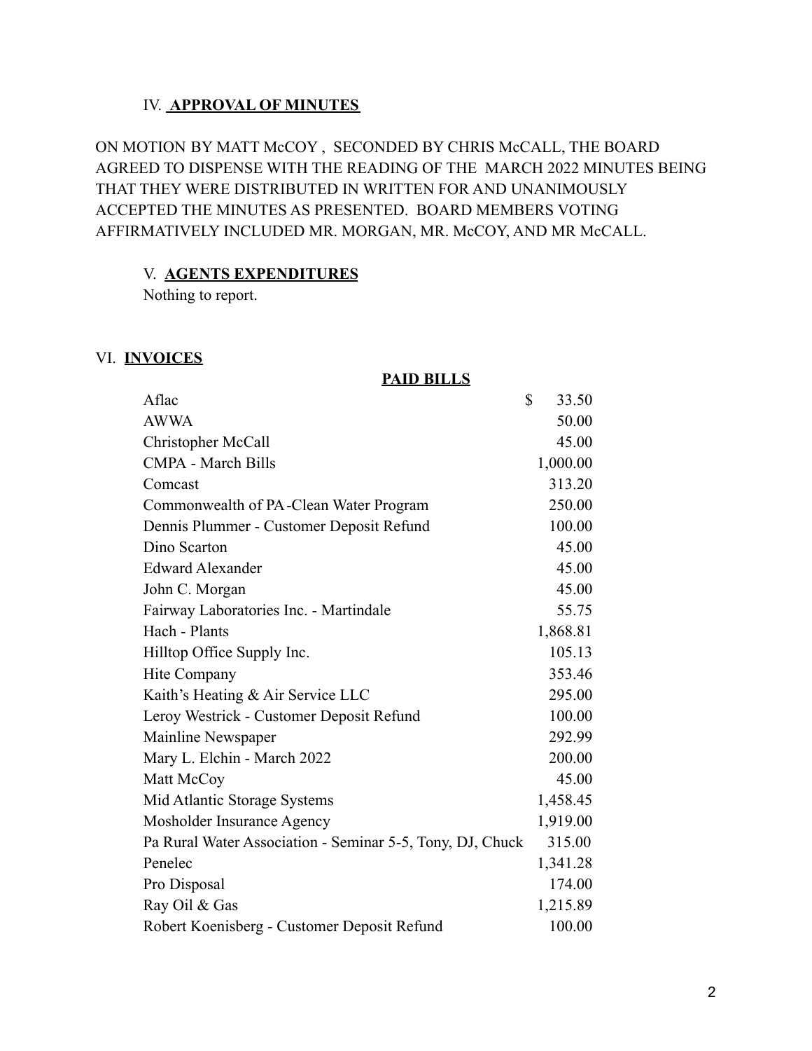## IV. **APPROVAL OF MINUTES**

ON MOTION BY MATT McCOY , SECONDED BY CHRIS McCALL, THE BOARD AGREED TO DISPENSE WITH THE READING OF THE MARCH 2022 MINUTES BEING THAT THEY WERE DISTRIBUTED IN WRITTEN FOR AND UNANIMOUSLY ACCEPTED THE MINUTES AS PRESENTED. BOARD MEMBERS VOTING AFFIRMATIVELY INCLUDED MR. MORGAN, MR. McCOY, AND MR McCALL.

## V. **AGENTS EXPENDITURES**

Nothing to report.

## VI. **INVOICES**

**PAID BILLS**

| | |
|---|---|
| Aflac | $ 33.50 |
| AWWA | 50.00 |
| Christopher McCall | 45.00 |
| CMPA - March Bills | 1,000.00 |
| Comcast | 313.20 |
| Commonwealth of PA-Clean Water Program | 250.00 |
| Dennis Plummer - Customer Deposit Refund | 100.00 |
| Dino Scarton | 45.00 |
| Edward Alexander | 45.00 |
| John C. Morgan | 45.00 |
| Fairway Laboratories Inc. - Martindale | 55.75 |
| Hach - Plants | 1,868.81 |
| Hilltop Office Supply Inc. | 105.13 |
| Hite Company | 353.46 |
| Kaith's Heating & Air Service LLC | 295.00 |
| Leroy Westrick - Customer Deposit Refund | 100.00 |
| Mainline Newspaper | 292.99 |
| Mary L. Elchin - March 2022 | 200.00 |
| Matt McCoy | 45.00 |
| Mid Atlantic Storage Systems | 1,458.45 |
| Mosholder Insurance Agency | 1,919.00 |
| Pa Rural Water Association - Seminar 5-5, Tony, DJ, Chuck | 315.00 |
| Penelec | 1,341.28 |
| Pro Disposal | 174.00 |
| Ray Oil & Gas | 1,215.89 |
| Robert Koenisberg - Customer Deposit Refund | 100.00 |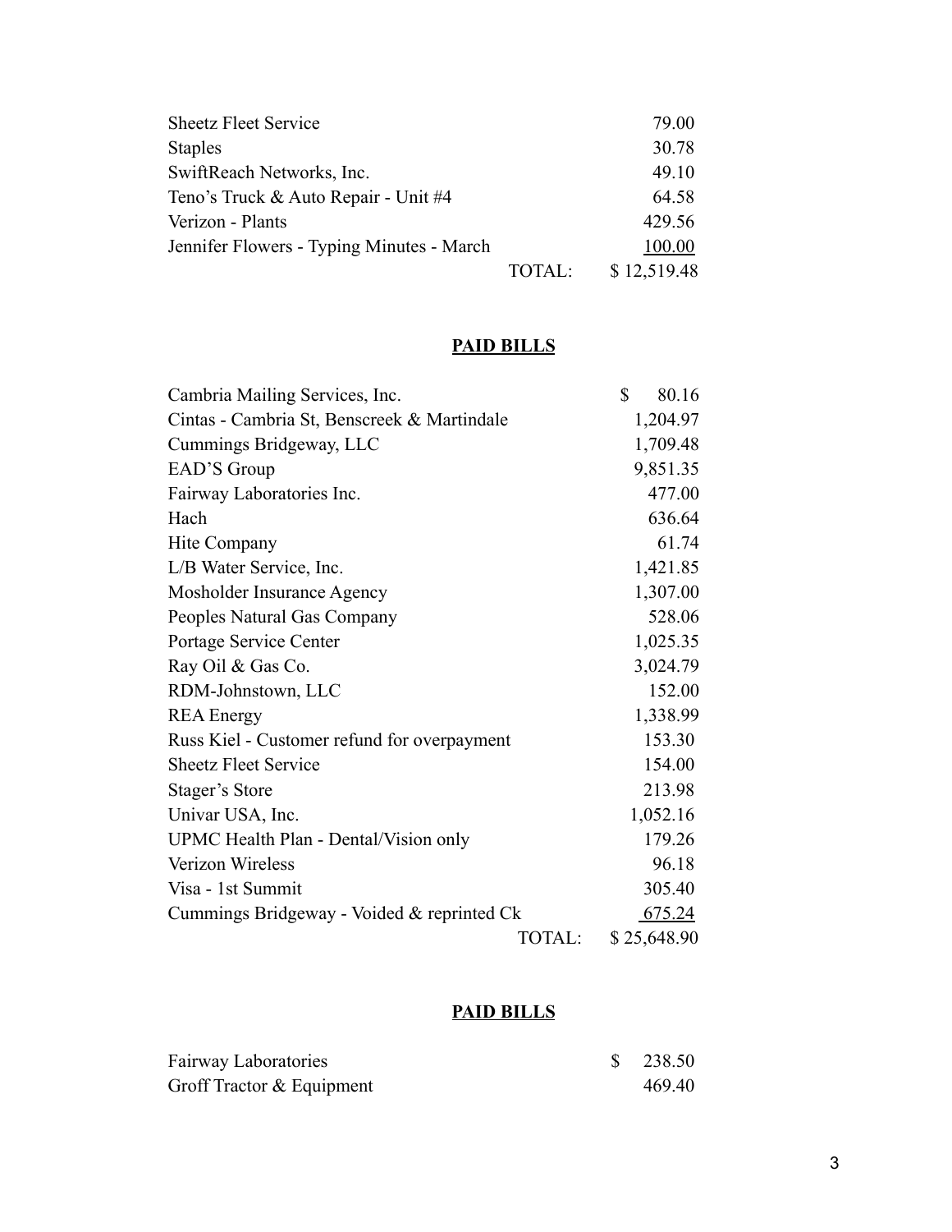| | |
|---|---|
| Sheetz Fleet Service | 79.00 |
| Staples | 30.78 |
| SwiftReach Networks, Inc. | 49.10 |
| Teno's Truck & Auto Repair - Unit #4 | 64.58 |
| Verizon - Plants | 429.56 |
| Jennifer Flowers - Typing Minutes - March | 100.00 |
| TOTAL: | $ 12,519.48 |

**PAID BILLS**

| | |
|---|---|
| Cambria Mailing Services, Inc. | $ 80.16 |
| Cintas - Cambria St, Benscreek & Martindale | 1,204.97 |
| Cummings Bridgeway, LLC | 1,709.48 |
| EAD'S Group | 9,851.35 |
| Fairway Laboratories Inc. | 477.00 |
| Hach | 636.64 |
| Hite Company | 61.74 |
| L/B Water Service, Inc. | 1,421.85 |
| Mosholder Insurance Agency | 1,307.00 |
| Peoples Natural Gas Company | 528.06 |
| Portage Service Center | 1,025.35 |
| Ray Oil & Gas Co. | 3,024.79 |
| RDM-Johnstown, LLC | 152.00 |
| REA Energy | 1,338.99 |
| Russ Kiel - Customer refund for overpayment | 153.30 |
| Sheetz Fleet Service | 154.00 |
| Stager's Store | 213.98 |
| Univar USA, Inc. | 1,052.16 |
| UPMC Health Plan - Dental/Vision only | 179.26 |
| Verizon Wireless | 96.18 |
| Visa - 1st Summit | 305.40 |
| Cummings Bridgeway - Voided & reprinted Ck | 675.24 |
| TOTAL: | $ 25,648.90 |

**PAID BILLS**

| | |
|---|---|
| Fairway Laboratories | $ 238.50 |
| Groff Tractor & Equipment | 469.40 |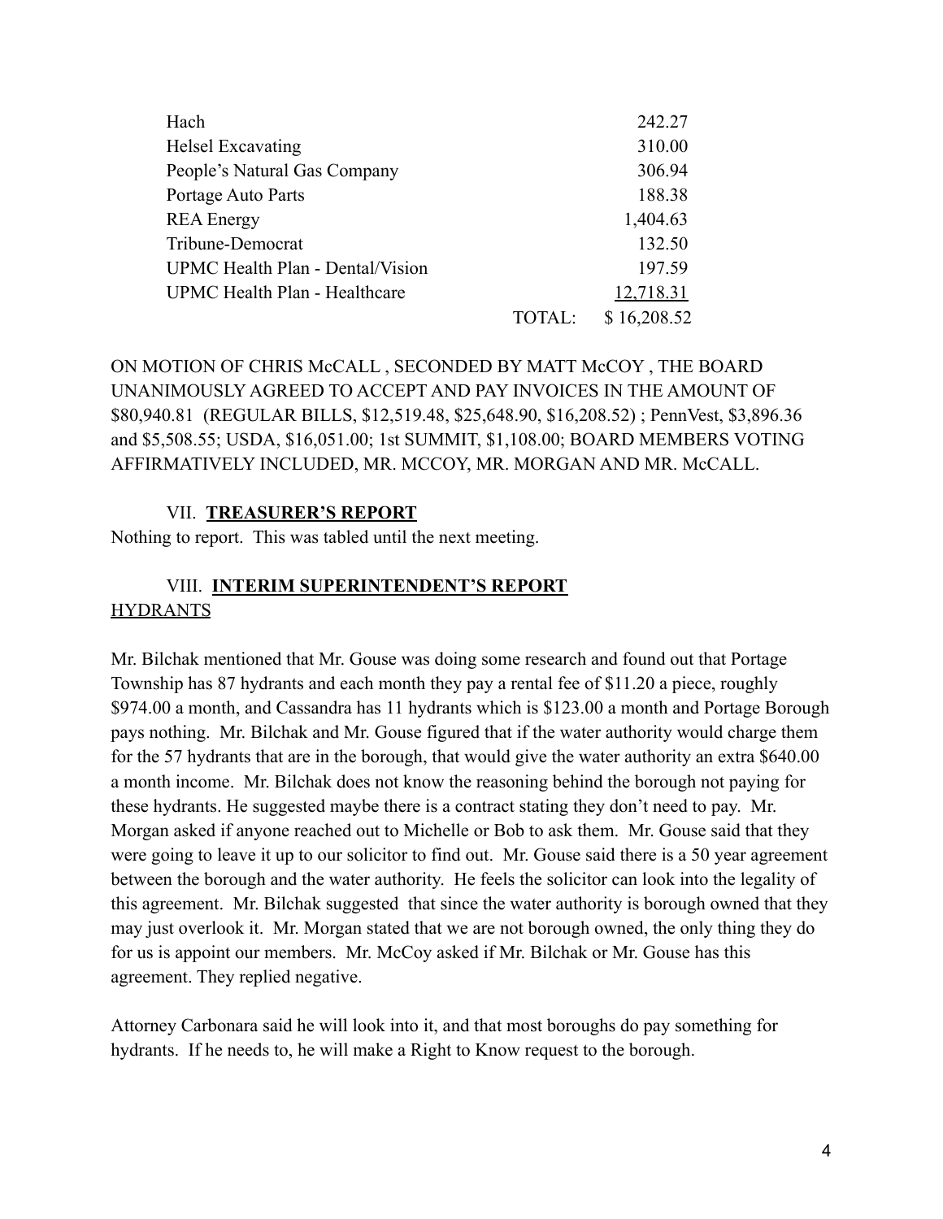| | | |
|---|---|---|
| Hach | | 242.27 |
| Helsel Excavating | | 310.00 |
| People's Natural Gas Company | | 306.94 |
| Portage Auto Parts | | 188.38 |
| REA Energy | | 1,404.63 |
| Tribune-Democrat | | 132.50 |
| UPMC Health Plan - Dental/Vision | | 197.59 |
| UPMC Health Plan - Healthcare | | 12,718.31 |
| | TOTAL: | $ 16,208.52 |

ON MOTION OF CHRIS McCALL , SECONDED BY MATT McCOY , THE BOARD UNANIMOUSLY AGREED TO ACCEPT AND PAY INVOICES IN THE AMOUNT OF $80,940.81 (REGULAR BILLS, $12,519.48, $25,648.90, $16,208.52) ; PennVest, $3,896.36 and $5,508.55; USDA, $16,051.00; 1st SUMMIT, $1,108.00; BOARD MEMBERS VOTING AFFIRMATIVELY INCLUDED, MR. MCCOY, MR. MORGAN AND MR. McCALL.

## VII. **TREASURER'S REPORT**

Nothing to report. This was tabled until the next meeting.

## VIII. **INTERIM SUPERINTENDENT'S REPORT**

HYDRANTS

Mr. Bilchak mentioned that Mr. Gouse was doing some research and found out that Portage Township has 87 hydrants and each month they pay a rental fee of $11.20 a piece, roughly $974.00 a month, and Cassandra has 11 hydrants which is $123.00 a month and Portage Borough pays nothing. Mr. Bilchak and Mr. Gouse figured that if the water authority would charge them for the 57 hydrants that are in the borough, that would give the water authority an extra $640.00 a month income. Mr. Bilchak does not know the reasoning behind the borough not paying for these hydrants. He suggested maybe there is a contract stating they don't need to pay. Mr. Morgan asked if anyone reached out to Michelle or Bob to ask them. Mr. Gouse said that they were going to leave it up to our solicitor to find out. Mr. Gouse said there is a 50 year agreement between the borough and the water authority. He feels the solicitor can look into the legality of this agreement. Mr. Bilchak suggested that since the water authority is borough owned that they may just overlook it. Mr. Morgan stated that we are not borough owned, the only thing they do for us is appoint our members. Mr. McCoy asked if Mr. Bilchak or Mr. Gouse has this agreement. They replied negative.

Attorney Carbonara said he will look into it, and that most boroughs do pay something for hydrants. If he needs to, he will make a Right to Know request to the borough.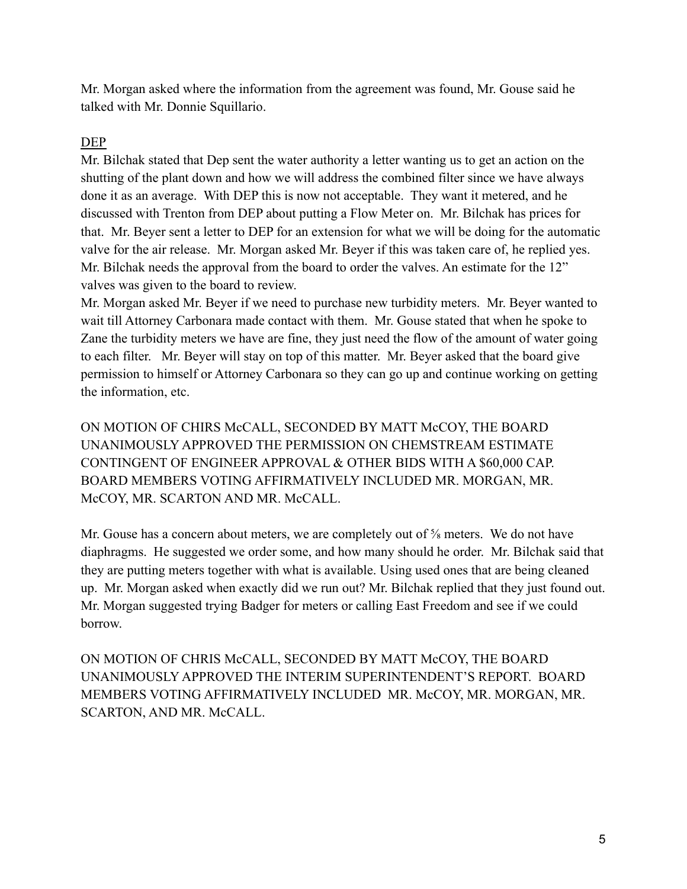Mr. Morgan asked where the information from the agreement was found, Mr. Gouse said he talked with Mr. Donnie Squillario.

DEP

Mr. Bilchak stated that Dep sent the water authority a letter wanting us to get an action on the shutting of the plant down and how we will address the combined filter since we have always done it as an average. With DEP this is now not acceptable. They want it metered, and he discussed with Trenton from DEP about putting a Flow Meter on. Mr. Bilchak has prices for that. Mr. Beyer sent a letter to DEP for an extension for what we will be doing for the automatic valve for the air release. Mr. Morgan asked Mr. Beyer if this was taken care of, he replied yes. Mr. Bilchak needs the approval from the board to order the valves. An estimate for the 12" valves was given to the board to review.

Mr. Morgan asked Mr. Beyer if we need to purchase new turbidity meters. Mr. Beyer wanted to wait till Attorney Carbonara made contact with them. Mr. Gouse stated that when he spoke to Zane the turbidity meters we have are fine, they just need the flow of the amount of water going to each filter. Mr. Beyer will stay on top of this matter. Mr. Beyer asked that the board give permission to himself or Attorney Carbonara so they can go up and continue working on getting the information, etc.

ON MOTION OF CHIRS McCALL, SECONDED BY MATT McCOY, THE BOARD UNANIMOUSLY APPROVED THE PERMISSION ON CHEMSTREAM ESTIMATE CONTINGENT OF ENGINEER APPROVAL & OTHER BIDS WITH A $60,000 CAP. BOARD MEMBERS VOTING AFFIRMATIVELY INCLUDED MR. MORGAN, MR. McCOY, MR. SCARTON AND MR. McCALL.

Mr. Gouse has a concern about meters, we are completely out of ⅝ meters. We do not have diaphragms. He suggested we order some, and how many should he order. Mr. Bilchak said that they are putting meters together with what is available. Using used ones that are being cleaned up. Mr. Morgan asked when exactly did we run out? Mr. Bilchak replied that they just found out. Mr. Morgan suggested trying Badger for meters or calling East Freedom and see if we could borrow.

ON MOTION OF CHRIS McCALL, SECONDED BY MATT McCOY, THE BOARD UNANIMOUSLY APPROVED THE INTERIM SUPERINTENDENT'S REPORT. BOARD MEMBERS VOTING AFFIRMATIVELY INCLUDED MR. McCOY, MR. MORGAN, MR. SCARTON, AND MR. McCALL.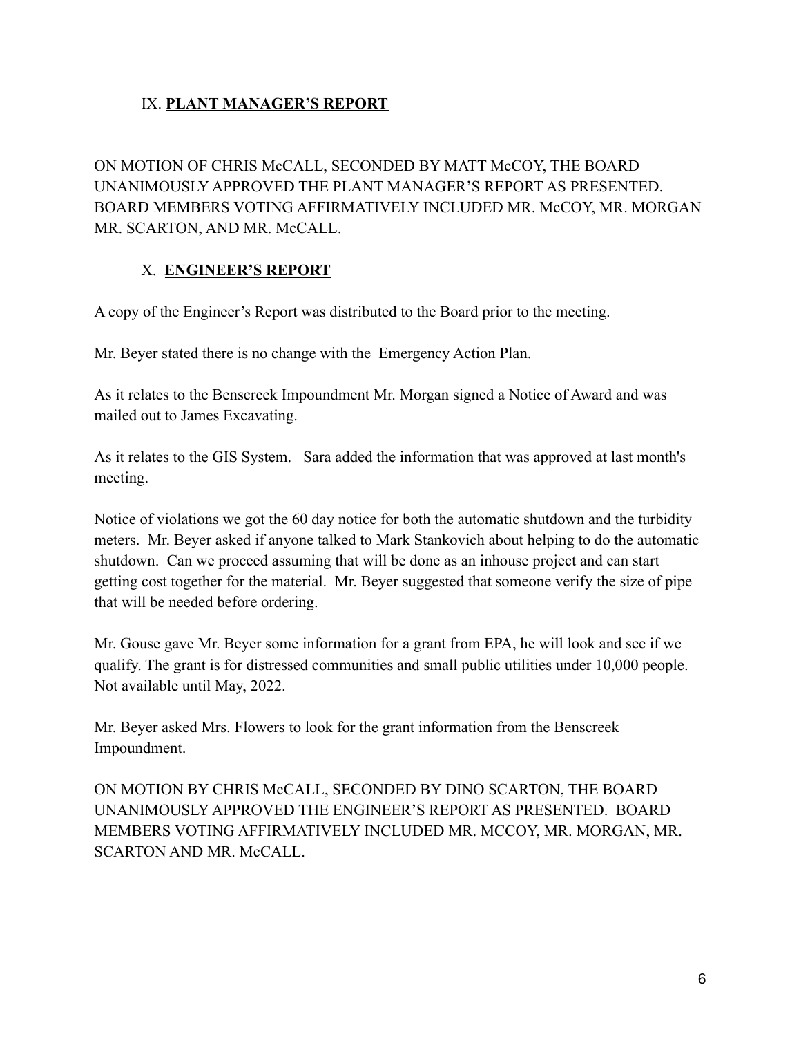## IX. **PLANT MANAGER'S REPORT**

ON MOTION OF CHRIS McCALL, SECONDED BY MATT McCOY, THE BOARD UNANIMOUSLY APPROVED THE PLANT MANAGER'S REPORT AS PRESENTED. BOARD MEMBERS VOTING AFFIRMATIVELY INCLUDED MR. McCOY, MR. MORGAN MR. SCARTON, AND MR. McCALL.

## X. **ENGINEER'S REPORT**

A copy of the Engineer's Report was distributed to the Board prior to the meeting.

Mr. Beyer stated there is no change with the Emergency Action Plan.

As it relates to the Benscreek Impoundment Mr. Morgan signed a Notice of Award and was mailed out to James Excavating.

As it relates to the GIS System. Sara added the information that was approved at last month's meeting.

Notice of violations we got the 60 day notice for both the automatic shutdown and the turbidity meters. Mr. Beyer asked if anyone talked to Mark Stankovich about helping to do the automatic shutdown. Can we proceed assuming that will be done as an inhouse project and can start getting cost together for the material. Mr. Beyer suggested that someone verify the size of pipe that will be needed before ordering.

Mr. Gouse gave Mr. Beyer some information for a grant from EPA, he will look and see if we qualify. The grant is for distressed communities and small public utilities under 10,000 people. Not available until May, 2022.

Mr. Beyer asked Mrs. Flowers to look for the grant information from the Benscreek Impoundment.

ON MOTION BY CHRIS McCALL, SECONDED BY DINO SCARTON, THE BOARD UNANIMOUSLY APPROVED THE ENGINEER'S REPORT AS PRESENTED. BOARD MEMBERS VOTING AFFIRMATIVELY INCLUDED MR. MCCOY, MR. MORGAN, MR. SCARTON AND MR. McCALL.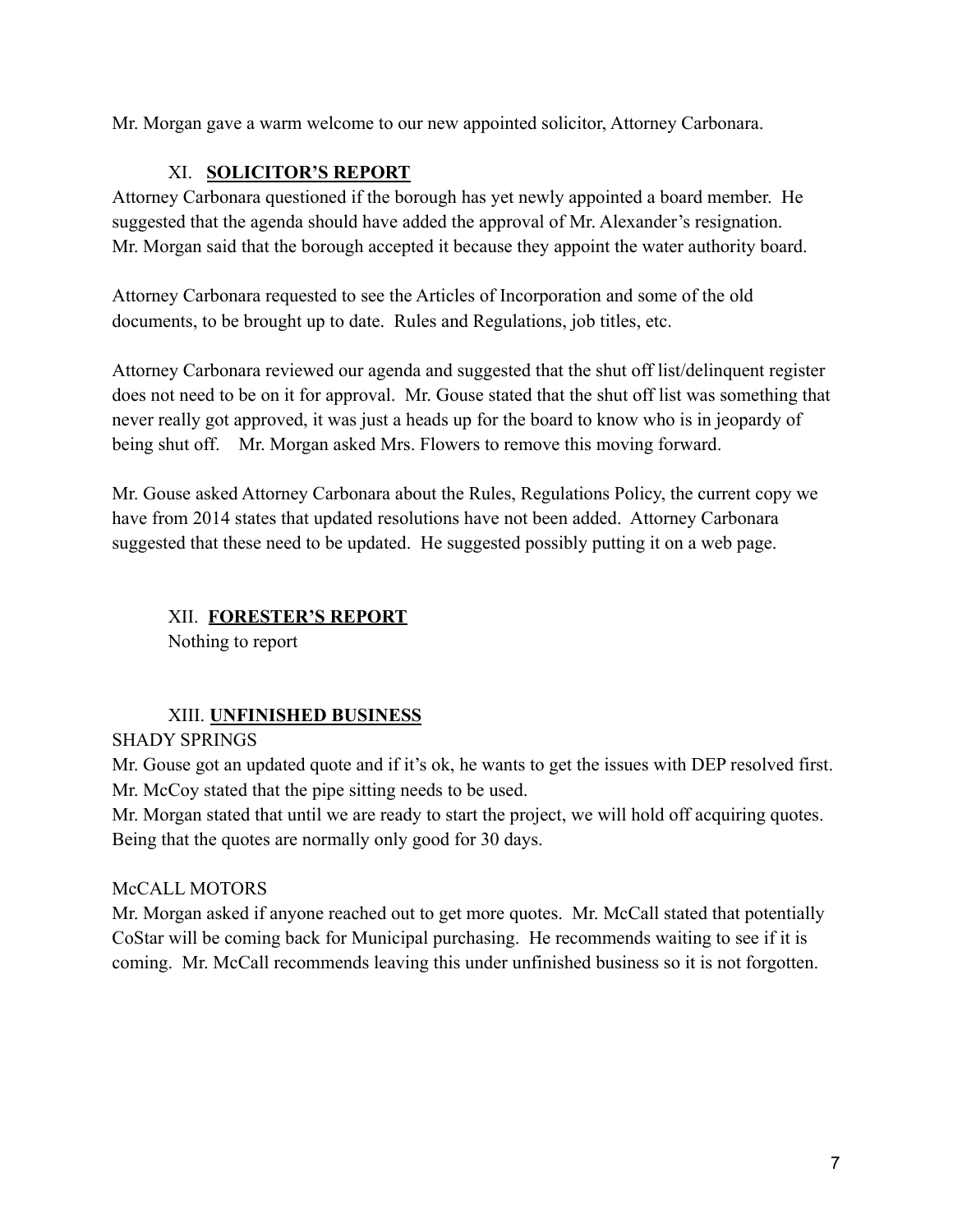Mr. Morgan gave a warm welcome to our new appointed solicitor, Attorney Carbonara.

## XI. **SOLICITOR'S REPORT**

Attorney Carbonara questioned if the borough has yet newly appointed a board member. He suggested that the agenda should have added the approval of Mr. Alexander's resignation. Mr. Morgan said that the borough accepted it because they appoint the water authority board.

Attorney Carbonara requested to see the Articles of Incorporation and some of the old documents, to be brought up to date. Rules and Regulations, job titles, etc.

Attorney Carbonara reviewed our agenda and suggested that the shut off list/delinquent register does not need to be on it for approval. Mr. Gouse stated that the shut off list was something that never really got approved, it was just a heads up for the board to know who is in jeopardy of being shut off. Mr. Morgan asked Mrs. Flowers to remove this moving forward.

Mr. Gouse asked Attorney Carbonara about the Rules, Regulations Policy, the current copy we have from 2014 states that updated resolutions have not been added. Attorney Carbonara suggested that these need to be updated. He suggested possibly putting it on a web page.

## XII. **FORESTER'S REPORT**

Nothing to report

## XIII. **UNFINISHED BUSINESS**

SHADY SPRINGS

Mr. Gouse got an updated quote and if it's ok, he wants to get the issues with DEP resolved first. Mr. McCoy stated that the pipe sitting needs to be used.

Mr. Morgan stated that until we are ready to start the project, we will hold off acquiring quotes. Being that the quotes are normally only good for 30 days.

McCALL MOTORS

Mr. Morgan asked if anyone reached out to get more quotes. Mr. McCall stated that potentially CoStar will be coming back for Municipal purchasing. He recommends waiting to see if it is coming. Mr. McCall recommends leaving this under unfinished business so it is not forgotten.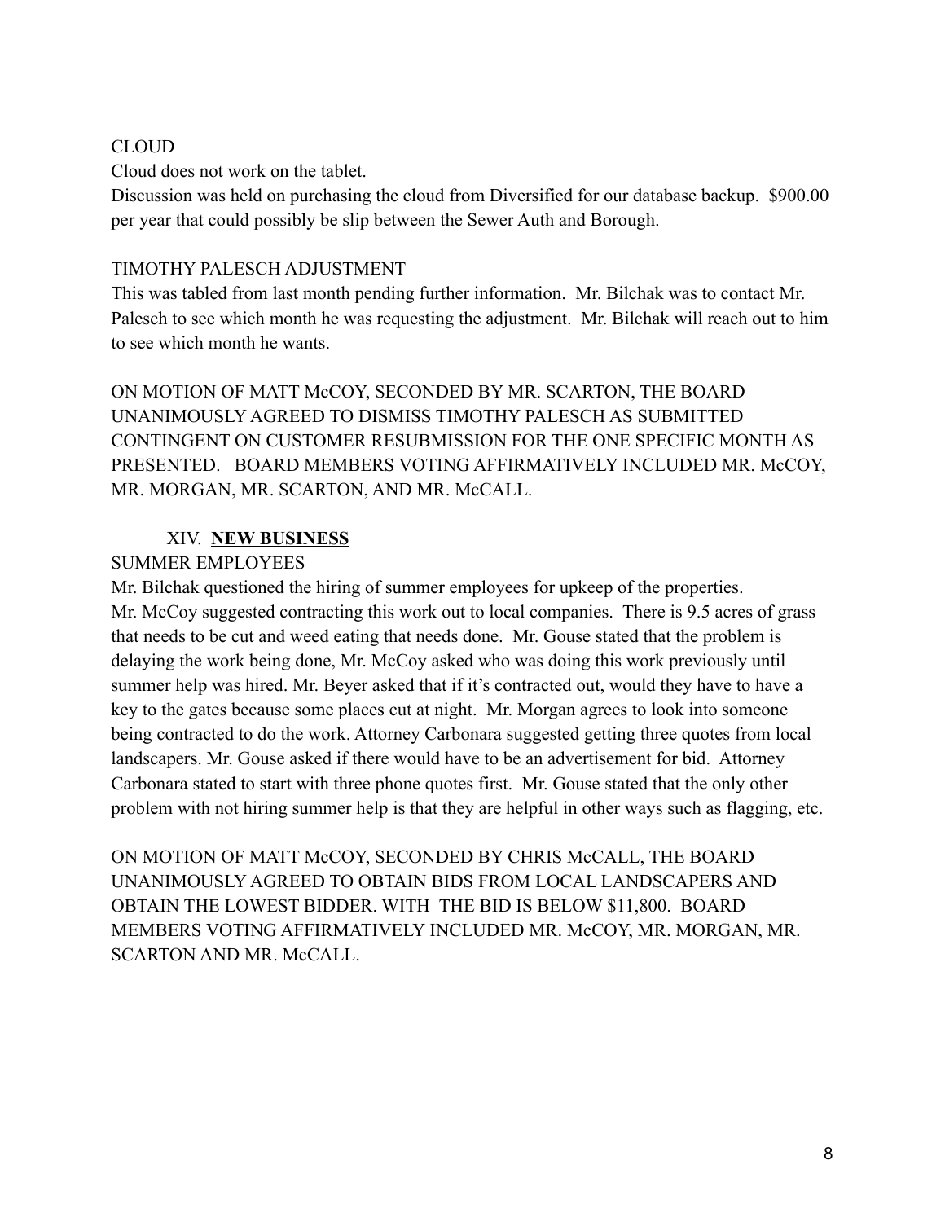CLOUD

Cloud does not work on the tablet.

Discussion was held on purchasing the cloud from Diversified for our database backup. $900.00 per year that could possibly be slip between the Sewer Auth and Borough.

TIMOTHY PALESCH ADJUSTMENT

This was tabled from last month pending further information. Mr. Bilchak was to contact Mr. Palesch to see which month he was requesting the adjustment. Mr. Bilchak will reach out to him to see which month he wants.

ON MOTION OF MATT McCOY, SECONDED BY MR. SCARTON, THE BOARD UNANIMOUSLY AGREED TO DISMISS TIMOTHY PALESCH AS SUBMITTED CONTINGENT ON CUSTOMER RESUBMISSION FOR THE ONE SPECIFIC MONTH AS PRESENTED. BOARD MEMBERS VOTING AFFIRMATIVELY INCLUDED MR. McCOY, MR. MORGAN, MR. SCARTON, AND MR. McCALL.

## XIV. **NEW BUSINESS**

SUMMER EMPLOYEES

Mr. Bilchak questioned the hiring of summer employees for upkeep of the properties. Mr. McCoy suggested contracting this work out to local companies. There is 9.5 acres of grass that needs to be cut and weed eating that needs done. Mr. Gouse stated that the problem is delaying the work being done, Mr. McCoy asked who was doing this work previously until summer help was hired. Mr. Beyer asked that if it's contracted out, would they have to have a key to the gates because some places cut at night. Mr. Morgan agrees to look into someone being contracted to do the work. Attorney Carbonara suggested getting three quotes from local landscapers. Mr. Gouse asked if there would have to be an advertisement for bid. Attorney Carbonara stated to start with three phone quotes first. Mr. Gouse stated that the only other problem with not hiring summer help is that they are helpful in other ways such as flagging, etc.

ON MOTION OF MATT McCOY, SECONDED BY CHRIS McCALL, THE BOARD UNANIMOUSLY AGREED TO OBTAIN BIDS FROM LOCAL LANDSCAPERS AND OBTAIN THE LOWEST BIDDER. WITH THE BID IS BELOW $11,800. BOARD MEMBERS VOTING AFFIRMATIVELY INCLUDED MR. McCOY, MR. MORGAN, MR. SCARTON AND MR. McCALL.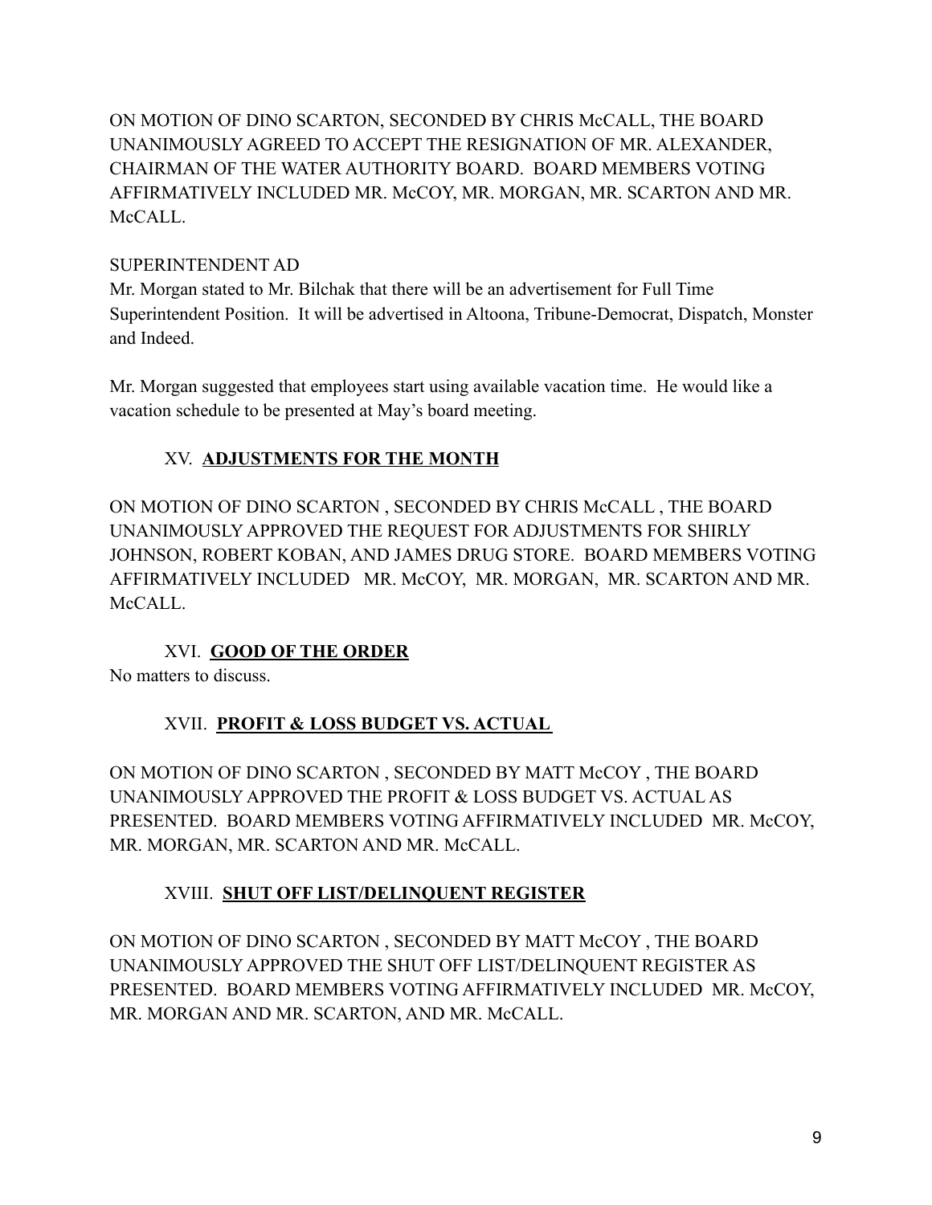ON MOTION OF DINO SCARTON, SECONDED BY CHRIS McCALL, THE BOARD UNANIMOUSLY AGREED TO ACCEPT THE RESIGNATION OF MR. ALEXANDER, CHAIRMAN OF THE WATER AUTHORITY BOARD. BOARD MEMBERS VOTING AFFIRMATIVELY INCLUDED MR. McCOY, MR. MORGAN, MR. SCARTON AND MR. McCALL.

SUPERINTENDENT AD

Mr. Morgan stated to Mr. Bilchak that there will be an advertisement for Full Time Superintendent Position. It will be advertised in Altoona, Tribune-Democrat, Dispatch, Monster and Indeed.

Mr. Morgan suggested that employees start using available vacation time. He would like a vacation schedule to be presented at May's board meeting.

## XV. **ADJUSTMENTS FOR THE MONTH**

ON MOTION OF DINO SCARTON , SECONDED BY CHRIS McCALL , THE BOARD UNANIMOUSLY APPROVED THE REQUEST FOR ADJUSTMENTS FOR SHIRLY JOHNSON, ROBERT KOBAN, AND JAMES DRUG STORE. BOARD MEMBERS VOTING AFFIRMATIVELY INCLUDED MR. McCOY, MR. MORGAN, MR. SCARTON AND MR. McCALL.

## XVI. **GOOD OF THE ORDER**

No matters to discuss.

## XVII. **PROFIT & LOSS BUDGET VS. ACTUAL**

ON MOTION OF DINO SCARTON , SECONDED BY MATT McCOY , THE BOARD UNANIMOUSLY APPROVED THE PROFIT & LOSS BUDGET VS. ACTUAL AS PRESENTED. BOARD MEMBERS VOTING AFFIRMATIVELY INCLUDED MR. McCOY, MR. MORGAN, MR. SCARTON AND MR. McCALL.

## XVIII. **SHUT OFF LIST/DELINQUENT REGISTER**

ON MOTION OF DINO SCARTON , SECONDED BY MATT McCOY , THE BOARD UNANIMOUSLY APPROVED THE SHUT OFF LIST/DELINQUENT REGISTER AS PRESENTED. BOARD MEMBERS VOTING AFFIRMATIVELY INCLUDED MR. McCOY, MR. MORGAN AND MR. SCARTON, AND MR. McCALL.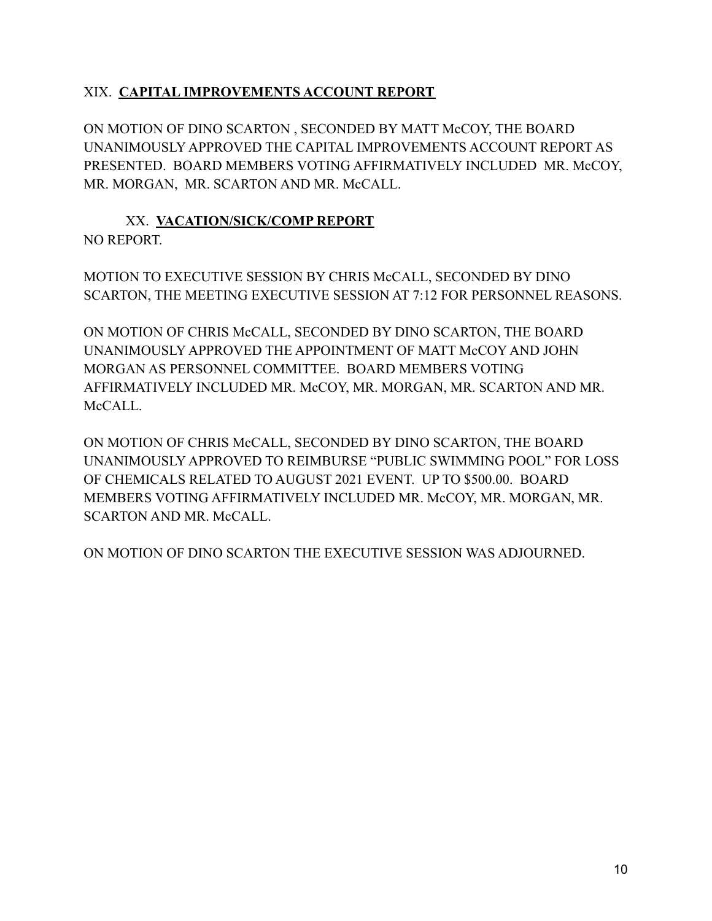XIX. **CAPITAL IMPROVEMENTS ACCOUNT REPORT**

ON MOTION OF DINO SCARTON , SECONDED BY MATT McCOY, THE BOARD UNANIMOUSLY APPROVED THE CAPITAL IMPROVEMENTS ACCOUNT REPORT AS PRESENTED. BOARD MEMBERS VOTING AFFIRMATIVELY INCLUDED MR. McCOY, MR. MORGAN, MR. SCARTON AND MR. McCALL.

XX. **VACATION/SICK/COMP REPORT**

NO REPORT.

MOTION TO EXECUTIVE SESSION BY CHRIS McCALL, SECONDED BY DINO SCARTON, THE MEETING EXECUTIVE SESSION AT 7:12 FOR PERSONNEL REASONS.

ON MOTION OF CHRIS McCALL, SECONDED BY DINO SCARTON, THE BOARD UNANIMOUSLY APPROVED THE APPOINTMENT OF MATT McCOY AND JOHN MORGAN AS PERSONNEL COMMITTEE. BOARD MEMBERS VOTING AFFIRMATIVELY INCLUDED MR. McCOY, MR. MORGAN, MR. SCARTON AND MR. McCALL.

ON MOTION OF CHRIS McCALL, SECONDED BY DINO SCARTON, THE BOARD UNANIMOUSLY APPROVED TO REIMBURSE "PUBLIC SWIMMING POOL" FOR LOSS OF CHEMICALS RELATED TO AUGUST 2021 EVENT. UP TO $500.00. BOARD MEMBERS VOTING AFFIRMATIVELY INCLUDED MR. McCOY, MR. MORGAN, MR. SCARTON AND MR. McCALL.

ON MOTION OF DINO SCARTON THE EXECUTIVE SESSION WAS ADJOURNED.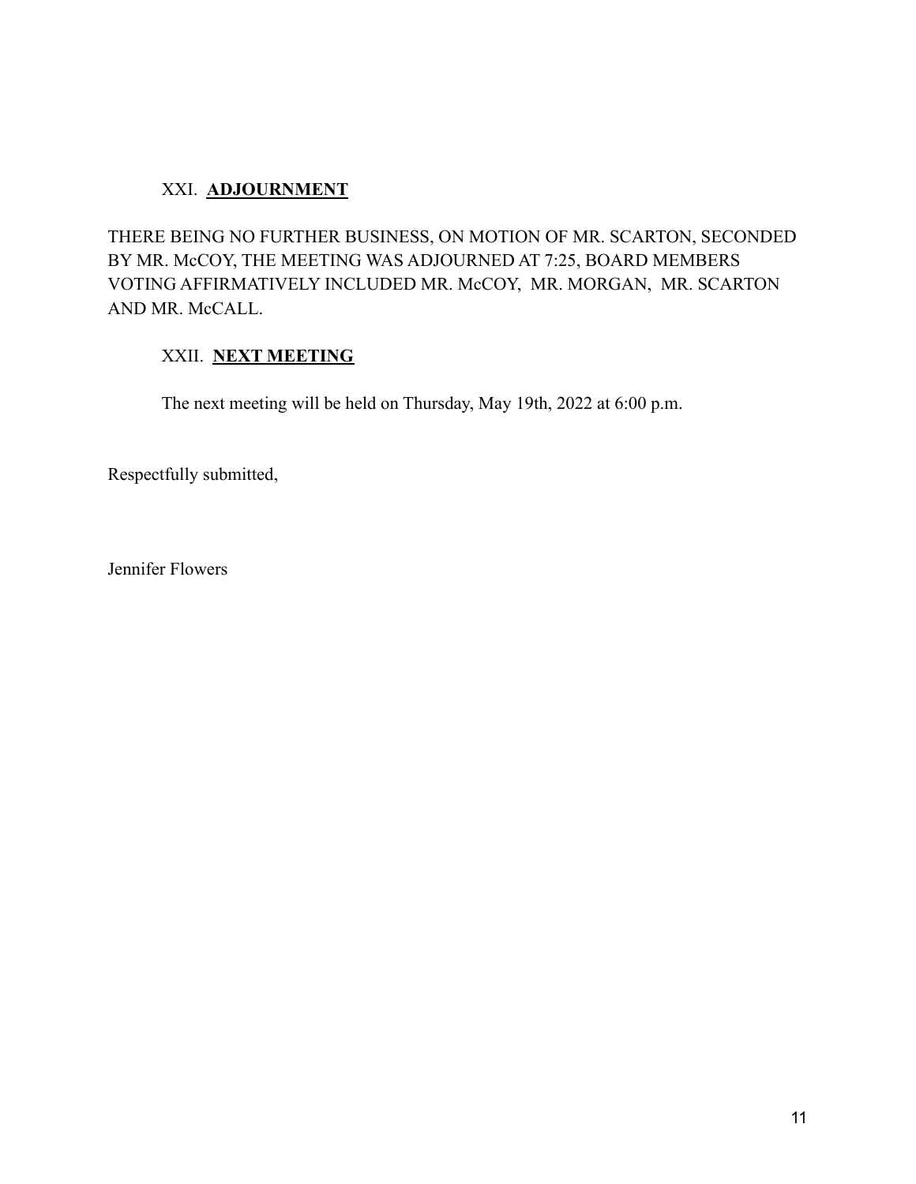## XXI. **ADJOURNMENT**

THERE BEING NO FURTHER BUSINESS, ON MOTION OF MR. SCARTON, SECONDED BY MR. McCOY, THE MEETING WAS ADJOURNED AT 7:25, BOARD MEMBERS VOTING AFFIRMATIVELY INCLUDED MR. McCOY, MR. MORGAN, MR. SCARTON AND MR. McCALL.

## XXII. **NEXT MEETING**

The next meeting will be held on Thursday, May 19th, 2022 at 6:00 p.m.

Respectfully submitted,

Jennifer Flowers